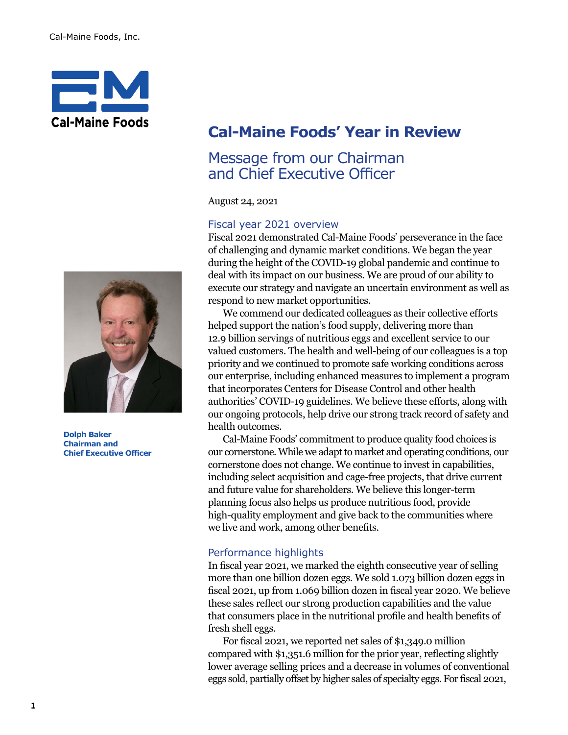Cal-Maine Foods, Inc.

Dolph Baker
Chairman and
Chief Executive Officer

# Cal-Maine Foods' Year in Review

## Message from our Chairman and Chief Executive Officer

August 24, 2021

### Fiscal year 2021 overview

Fiscal 2021 demonstrated Cal-Maine Foods' perseverance in the face of challenging and dynamic market conditions. We began the year during the height of the COVID-19 global pandemic and continue to deal with its impact on our business. We are proud of our ability to execute our strategy and navigate an uncertain environment as well as respond to new market opportunities.

We commend our dedicated colleagues as their collective efforts helped support the nation's food supply, delivering more than 12.9 billion servings of nutritious eggs and excellent service to our valued customers. The health and well-being of our colleagues is a top priority and we continued to promote safe working conditions across our enterprise, including enhanced measures to implement a program that incorporates Centers for Disease Control and other health authorities' COVID-19 guidelines. We believe these efforts, along with our ongoing protocols, help drive our strong track record of safety and health outcomes.

Cal-Maine Foods' commitment to produce quality food choices is our cornerstone. While we adapt to market and operating conditions, our cornerstone does not change. We continue to invest in capabilities, including select acquisition and cage-free projects, that drive current and future value for shareholders. We believe this longer-term planning focus also helps us produce nutritious food, provide high-quality employment and give back to the communities where we live and work, among other benefits.

### Performance highlights

In fiscal year 2021, we marked the eighth consecutive year of selling more than one billion dozen eggs. We sold 1.073 billion dozen eggs in fiscal 2021, up from 1.069 billion dozen in fiscal year 2020. We believe these sales reflect our strong production capabilities and the value that consumers place in the nutritional profile and health benefits of fresh shell eggs.

For fiscal 2021, we reported net sales of $1,349.0 million compared with $1,351.6 million for the prior year, reflecting slightly lower average selling prices and a decrease in volumes of conventional eggs sold, partially offset by higher sales of specialty eggs. For fiscal 2021,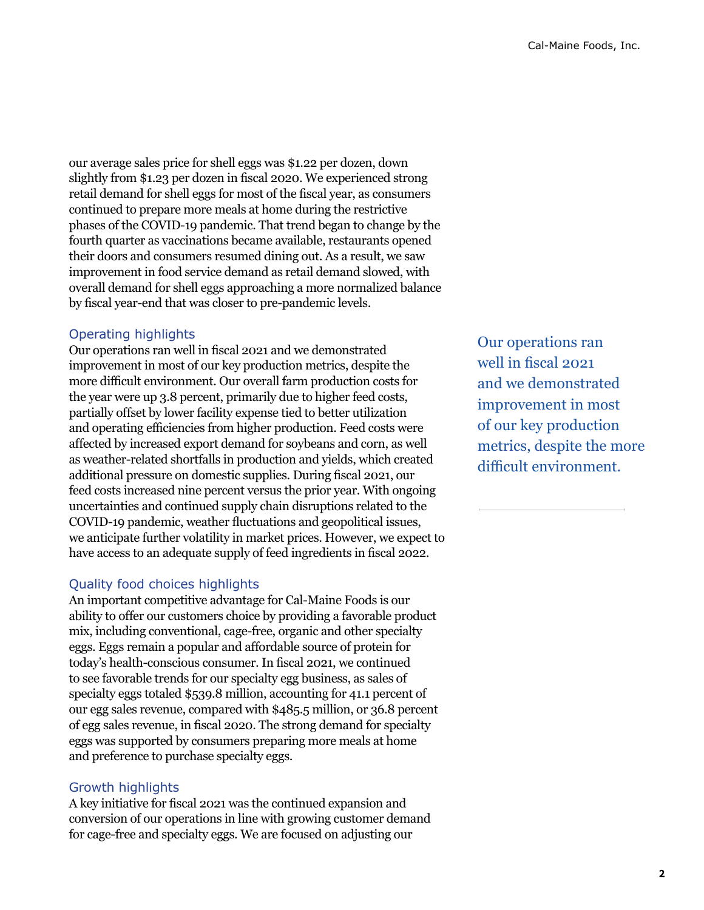our average sales price for shell eggs was $1.22 per dozen, down slightly from $1.23 per dozen in fiscal 2020. We experienced strong retail demand for shell eggs for most of the fiscal year, as consumers continued to prepare more meals at home during the restrictive phases of the COVID-19 pandemic. That trend began to change by the fourth quarter as vaccinations became available, restaurants opened their doors and consumers resumed dining out. As a result, we saw improvement in food service demand as retail demand slowed, with overall demand for shell eggs approaching a more normalized balance by fiscal year-end that was closer to pre-pandemic levels.

## Operating highlights

Our operations ran well in fiscal 2021 and we demonstrated improvement in most of our key production metrics, despite the more difficult environment. Our overall farm production costs for the year were up 3.8 percent, primarily due to higher feed costs, partially offset by lower facility expense tied to better utilization and operating efficiencies from higher production. Feed costs were affected by increased export demand for soybeans and corn, as well as weather-related shortfalls in production and yields, which created additional pressure on domestic supplies. During fiscal 2021, our feed costs increased nine percent versus the prior year. With ongoing uncertainties and continued supply chain disruptions related to the COVID-19 pandemic, weather fluctuations and geopolitical issues, we anticipate further volatility in market prices. However, we expect to have access to an adequate supply of feed ingredients in fiscal 2022.

> Our operations ran well in fiscal 2021 and we demonstrated improvement in most of our key production metrics, despite the more difficult environment.

## Quality food choices highlights

An important competitive advantage for Cal-Maine Foods is our ability to offer our customers choice by providing a favorable product mix, including conventional, cage-free, organic and other specialty eggs. Eggs remain a popular and affordable source of protein for today's health-conscious consumer. In fiscal 2021, we continued to see favorable trends for our specialty egg business, as sales of specialty eggs totaled $539.8 million, accounting for 41.1 percent of our egg sales revenue, compared with $485.5 million, or 36.8 percent of egg sales revenue, in fiscal 2020. The strong demand for specialty eggs was supported by consumers preparing more meals at home and preference to purchase specialty eggs.

## Growth highlights

A key initiative for fiscal 2021 was the continued expansion and conversion of our operations in line with growing customer demand for cage-free and specialty eggs. We are focused on adjusting our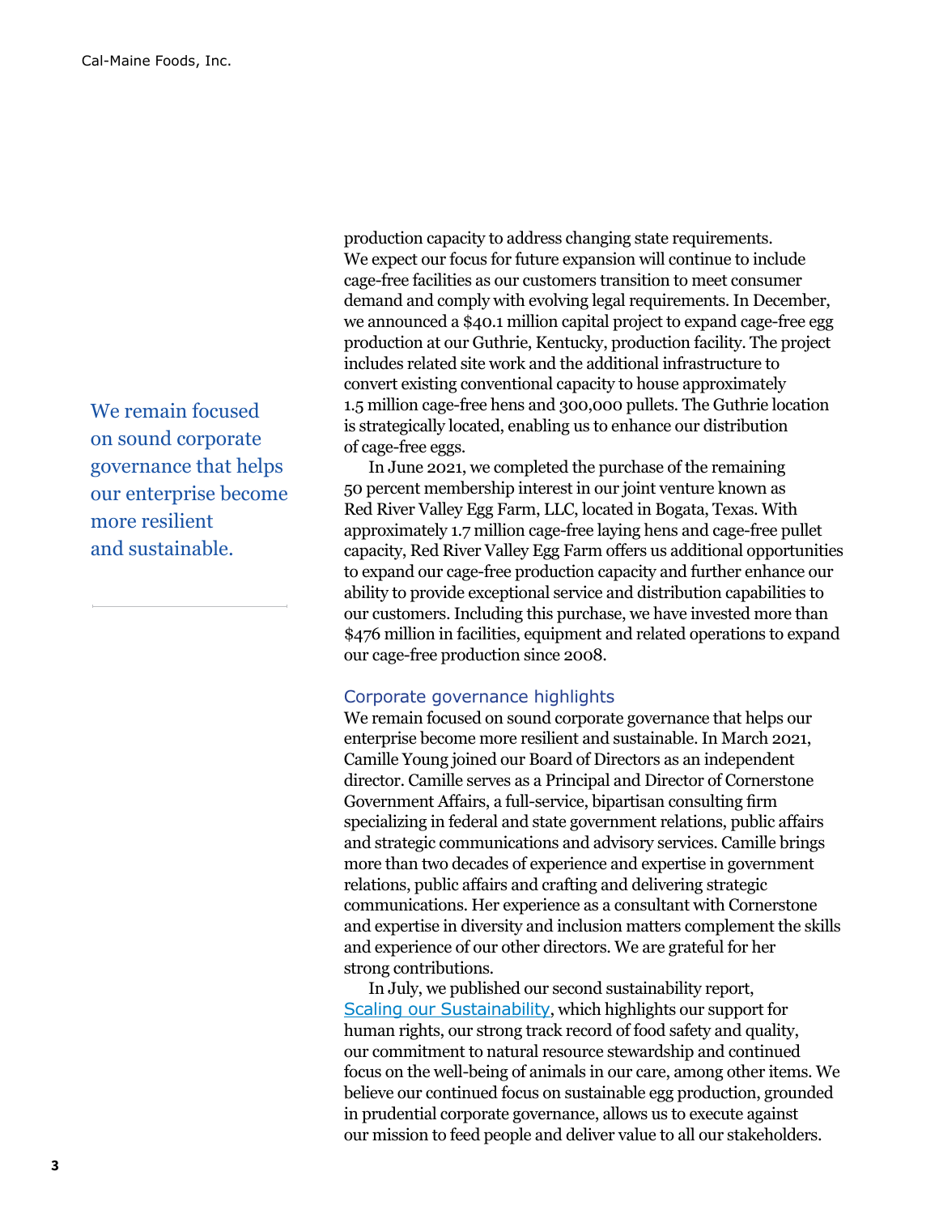production capacity to address changing state requirements. We expect our focus for future expansion will continue to include cage-free facilities as our customers transition to meet consumer demand and comply with evolving legal requirements. In December, we announced a $40.1 million capital project to expand cage-free egg production at our Guthrie, Kentucky, production facility. The project includes related site work and the additional infrastructure to convert existing conventional capacity to house approximately 1.5 million cage-free hens and 300,000 pullets. The Guthrie location is strategically located, enabling us to enhance our distribution of cage-free eggs.

In June 2021, we completed the purchase of the remaining 50 percent membership interest in our joint venture known as Red River Valley Egg Farm, LLC, located in Bogata, Texas. With approximately 1.7 million cage-free laying hens and cage-free pullet capacity, Red River Valley Egg Farm offers us additional opportunities to expand our cage-free production capacity and further enhance our ability to provide exceptional service and distribution capabilities to our customers. Including this purchase, we have invested more than $476 million in facilities, equipment and related operations to expand our cage-free production since 2008.

> We remain focused on sound corporate governance that helps our enterprise become more resilient and sustainable.

## Corporate governance highlights

We remain focused on sound corporate governance that helps our enterprise become more resilient and sustainable. In March 2021, Camille Young joined our Board of Directors as an independent director. Camille serves as a Principal and Director of Cornerstone Government Affairs, a full-service, bipartisan consulting firm specializing in federal and state government relations, public affairs and strategic communications and advisory services. Camille brings more than two decades of experience and expertise in government relations, public affairs and crafting and delivering strategic communications. Her experience as a consultant with Cornerstone and expertise in diversity and inclusion matters complement the skills and experience of our other directors. We are grateful for her strong contributions.

In July, we published our second sustainability report, Scaling our Sustainability, which highlights our support for human rights, our strong track record of food safety and quality, our commitment to natural resource stewardship and continued focus on the well-being of animals in our care, among other items. We believe our continued focus on sustainable egg production, grounded in prudential corporate governance, allows us to execute against our mission to feed people and deliver value to all our stakeholders.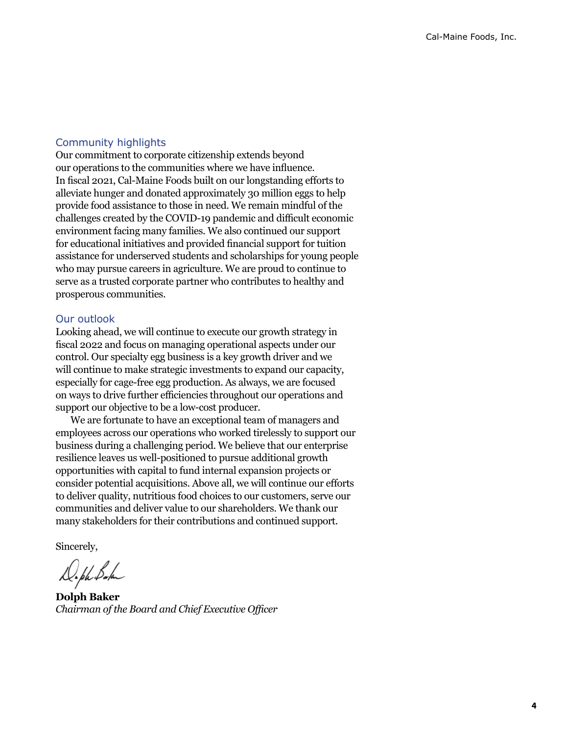## Community highlights

Our commitment to corporate citizenship extends beyond our operations to the communities where we have influence. In fiscal 2021, Cal-Maine Foods built on our longstanding efforts to alleviate hunger and donated approximately 30 million eggs to help provide food assistance to those in need. We remain mindful of the challenges created by the COVID-19 pandemic and difficult economic environment facing many families. We also continued our support for educational initiatives and provided financial support for tuition assistance for underserved students and scholarships for young people who may pursue careers in agriculture. We are proud to continue to serve as a trusted corporate partner who contributes to healthy and prosperous communities.

## Our outlook

Looking ahead, we will continue to execute our growth strategy in fiscal 2022 and focus on managing operational aspects under our control. Our specialty egg business is a key growth driver and we will continue to make strategic investments to expand our capacity, especially for cage-free egg production. As always, we are focused on ways to drive further efficiencies throughout our operations and support our objective to be a low-cost producer.

We are fortunate to have an exceptional team of managers and employees across our operations who worked tirelessly to support our business during a challenging period. We believe that our enterprise resilience leaves us well-positioned to pursue additional growth opportunities with capital to fund internal expansion projects or consider potential acquisitions. Above all, we will continue our efforts to deliver quality, nutritious food choices to our customers, serve our communities and deliver value to our shareholders. We thank our many stakeholders for their contributions and continued support.

Sincerely,

**Dolph Baker**
*Chairman of the Board and Chief Executive Officer*